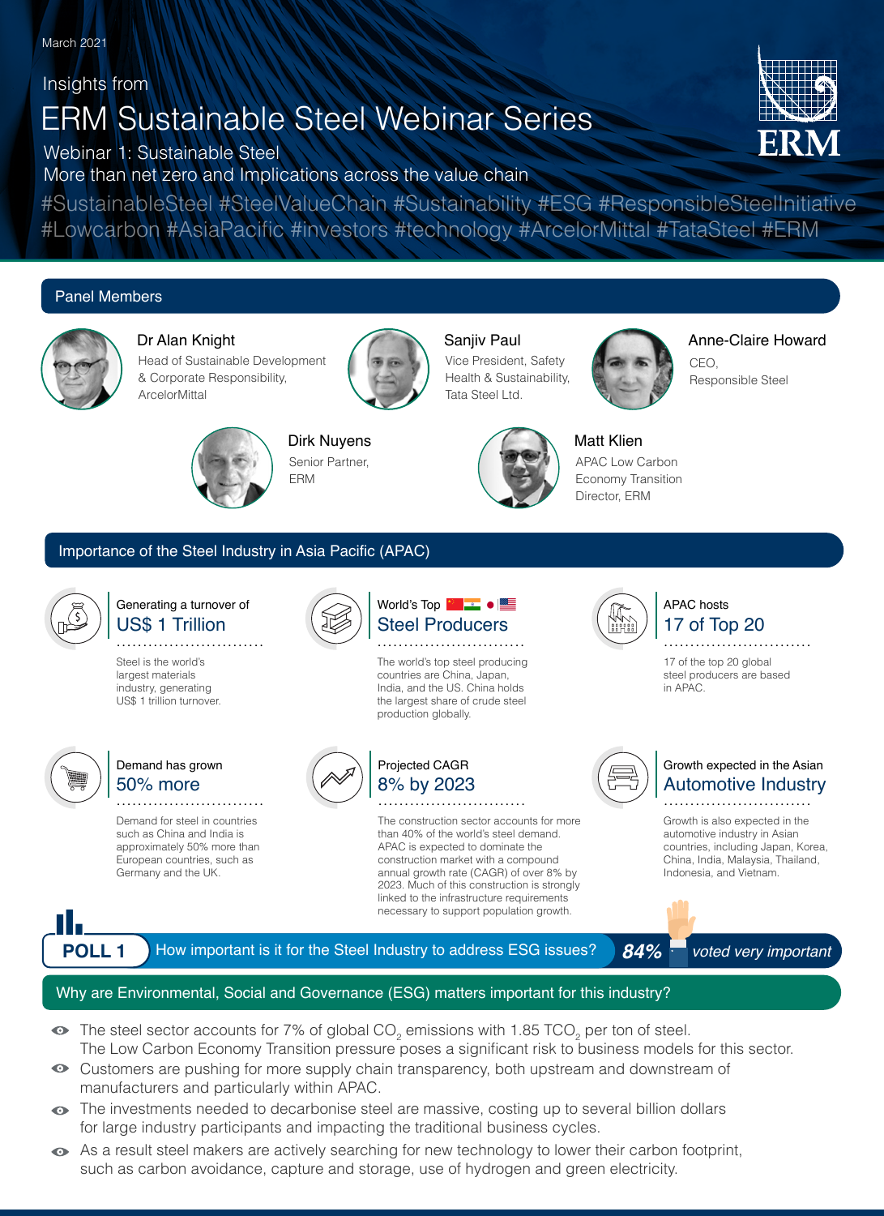March 2021

Insights from

# ERM Sustainable Steel Webinar Series

Webinar 1: Sustainable Steel
More than net zero and Implications across the value chain

#SustainableSteel #SteelValueChain #Sustainability #ESG #ResponsibleSteelInitiative #Lowcarbon #AsiaPacific #investors #technology #ArcelorMittal #TataSteel #ERM

ERM

## Panel Members

**Dr Alan Knight**
Head of Sustainable Development & Corporate Responsibility, ArcelorMittal

**Sanjiv Paul**
Vice President, Safety Health & Sustainability, Tata Steel Ltd.

**Anne-Claire Howard**
CEO, Responsible Steel

**Dirk Nuyens**
Senior Partner, ERM

**Matt Klien**
APAC Low Carbon Economy Transition Director, ERM

## Importance of the Steel Industry in Asia Pacific (APAC)

Generating a turnover of
**US$ 1 Trillion**

Steel is the world's largest materials industry, generating US$ 1 trillion turnover.

World's Top
**Steel Producers**

The world's top steel producing countries are China, Japan, India, and the US. China holds the largest share of crude steel production globally.

APAC hosts
**17 of Top 20**

17 of the top 20 global steel producers are based in APAC.

Demand has grown
**50% more**

Demand for steel in countries such as China and India is approximately 50% more than European countries, such as Germany and the UK.

Projected CAGR
**8% by 2023**

The construction sector accounts for more than 40% of the world's steel demand. APAC is expected to dominate the construction market with a compound annual growth rate (CAGR) of over 8% by 2023. Much of this construction is strongly linked to the infrastructure requirements necessary to support population growth.

Growth expected in the Asian
**Automotive Industry**

Growth is also expected in the automotive industry in Asian countries, including Japan, Korea, China, India, Malaysia, Thailand, Indonesia, and Vietnam.

**POLL 1** How important is it for the Steel Industry to address ESG issues? ***84%*** *voted very important*

## Why are Environmental, Social and Governance (ESG) matters important for this industry?

- The steel sector accounts for 7% of global $CO_2$ emissions with 1.85 $TCO_2$ per ton of steel. The Low Carbon Economy Transition pressure poses a significant risk to business models for this sector.
- Customers are pushing for more supply chain transparency, both upstream and downstream of manufacturers and particularly within APAC.
- The investments needed to decarbonise steel are massive, costing up to several billion dollars for large industry participants and impacting the traditional business cycles.
- As a result steel makers are actively searching for new technology to lower their carbon footprint, such as carbon avoidance, capture and storage, use of hydrogen and green electricity.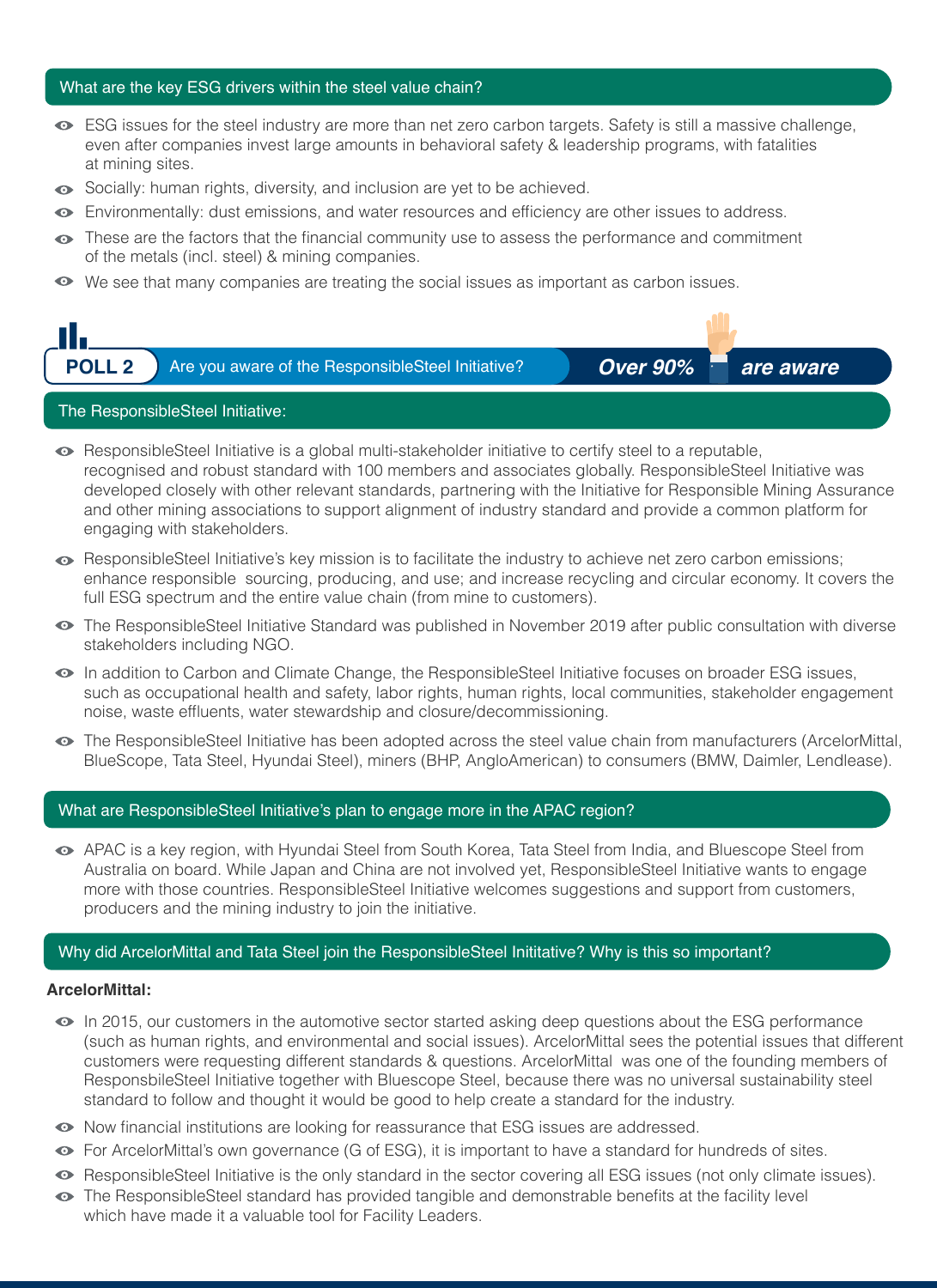## What are the key ESG drivers within the steel value chain?

- ESG issues for the steel industry are more than net zero carbon targets. Safety is still a massive challenge, even after companies invest large amounts in behavioral safety & leadership programs, with fatalities at mining sites.
- Socially: human rights, diversity, and inclusion are yet to be achieved.
- Environmentally: dust emissions, and water resources and efficiency are other issues to address.
- These are the factors that the financial community use to assess the performance and commitment of the metals (incl. steel) & mining companies.
- We see that many companies are treating the social issues as important as carbon issues.

**POLL 2** Are you aware of the ResponsibleSteel Initiative? ***Over 90% are aware***

## The ResponsibleSteel Initiative:

- ResponsibleSteel Initiative is a global multi-stakeholder initiative to certify steel to a reputable, recognised and robust standard with 100 members and associates globally. ResponsibleSteel Initiative was developed closely with other relevant standards, partnering with the Initiative for Responsible Mining Assurance and other mining associations to support alignment of industry standard and provide a common platform for engaging with stakeholders.
- ResponsibleSteel Initiative's key mission is to facilitate the industry to achieve net zero carbon emissions; enhance responsible sourcing, producing, and use; and increase recycling and circular economy. It covers the full ESG spectrum and the entire value chain (from mine to customers).
- The ResponsibleSteel Initiative Standard was published in November 2019 after public consultation with diverse stakeholders including NGO.
- In addition to Carbon and Climate Change, the ResponsibleSteel Initiative focuses on broader ESG issues, such as occupational health and safety, labor rights, human rights, local communities, stakeholder engagement noise, waste effluents, water stewardship and closure/decommissioning.
- The ResponsibleSteel Initiative has been adopted across the steel value chain from manufacturers (ArcelorMittal, BlueScope, Tata Steel, Hyundai Steel), miners (BHP, AngloAmerican) to consumers (BMW, Daimler, Lendlease).

## What are ResponsibleSteel Initiative's plan to engage more in the APAC region?

- APAC is a key region, with Hyundai Steel from South Korea, Tata Steel from India, and Bluescope Steel from Australia on board. While Japan and China are not involved yet, ResponsibleSteel Initiative wants to engage more with those countries. ResponsibleSteel Initiative welcomes suggestions and support from customers, producers and the mining industry to join the initiative.

## Why did ArcelorMittal and Tata Steel join the ResponsibleSteel Inititative? Why is this so important?

**ArcelorMittal:**

- In 2015, our customers in the automotive sector started asking deep questions about the ESG performance (such as human rights, and environmental and social issues). ArcelorMittal sees the potential issues that different customers were requesting different standards & questions. ArcelorMittal was one of the founding members of ResponsbileSteel Initiative together with Bluescope Steel, because there was no universal sustainability steel standard to follow and thought it would be good to help create a standard for the industry.
- Now financial institutions are looking for reassurance that ESG issues are addressed.
- For ArcelorMittal's own governance (G of ESG), it is important to have a standard for hundreds of sites.
- ResponsibleSteel Initiative is the only standard in the sector covering all ESG issues (not only climate issues).
- The ResponsibleSteel standard has provided tangible and demonstrable benefits at the facility level which have made it a valuable tool for Facility Leaders.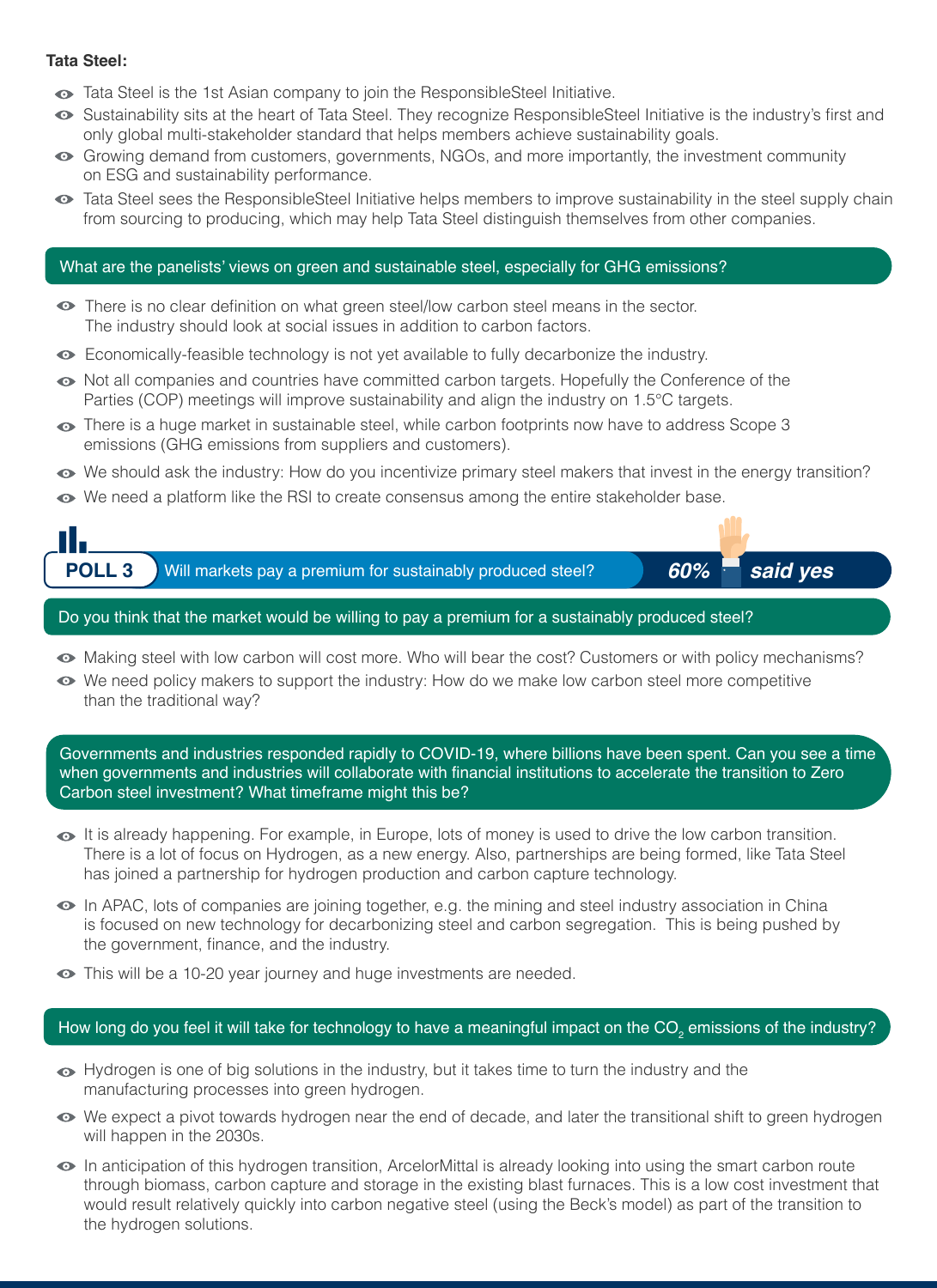**Tata Steel:**

- Tata Steel is the 1st Asian company to join the ResponsibleSteel Initiative.
- Sustainability sits at the heart of Tata Steel. They recognize ResponsibleSteel Initiative is the industry's first and only global multi-stakeholder standard that helps members achieve sustainability goals.
- Growing demand from customers, governments, NGOs, and more importantly, the investment community on ESG and sustainability performance.
- Tata Steel sees the ResponsibleSteel Initiative helps members to improve sustainability in the steel supply chain from sourcing to producing, which may help Tata Steel distinguish themselves from other companies.

## What are the panelists' views on green and sustainable steel, especially for GHG emissions?

- There is no clear definition on what green steel/low carbon steel means in the sector. The industry should look at social issues in addition to carbon factors.
- Economically-feasible technology is not yet available to fully decarbonize the industry.
- Not all companies and countries have committed carbon targets. Hopefully the Conference of the Parties (COP) meetings will improve sustainability and align the industry on 1.5°C targets.
- There is a huge market in sustainable steel, while carbon footprints now have to address Scope 3 emissions (GHG emissions from suppliers and customers).
- We should ask the industry: How do you incentivize primary steel makers that invest in the energy transition?
- We need a platform like the RSI to create consensus among the entire stakeholder base.

**POLL 3** Will markets pay a premium for sustainably produced steel? ***60% said yes***

## Do you think that the market would be willing to pay a premium for a sustainably produced steel?

- Making steel with low carbon will cost more. Who will bear the cost? Customers or with policy mechanisms?
- We need policy makers to support the industry: How do we make low carbon steel more competitive than the traditional way?

## Governments and industries responded rapidly to COVID-19, where billions have been spent. Can you see a time when governments and industries will collaborate with financial institutions to accelerate the transition to Zero Carbon steel investment? What timeframe might this be?

- It is already happening. For example, in Europe, lots of money is used to drive the low carbon transition. There is a lot of focus on Hydrogen, as a new energy. Also, partnerships are being formed, like Tata Steel has joined a partnership for hydrogen production and carbon capture technology.
- In APAC, lots of companies are joining together, e.g. the mining and steel industry association in China is focused on new technology for decarbonizing steel and carbon segregation. This is being pushed by the government, finance, and the industry.
- This will be a 10-20 year journey and huge investments are needed.

## How long do you feel it will take for technology to have a meaningful impact on the $CO_2$ emissions of the industry?

- Hydrogen is one of big solutions in the industry, but it takes time to turn the industry and the manufacturing processes into green hydrogen.
- We expect a pivot towards hydrogen near the end of decade, and later the transitional shift to green hydrogen will happen in the 2030s.
- In anticipation of this hydrogen transition, ArcelorMittal is already looking into using the smart carbon route through biomass, carbon capture and storage in the existing blast furnaces. This is a low cost investment that would result relatively quickly into carbon negative steel (using the Beck's model) as part of the transition to the hydrogen solutions.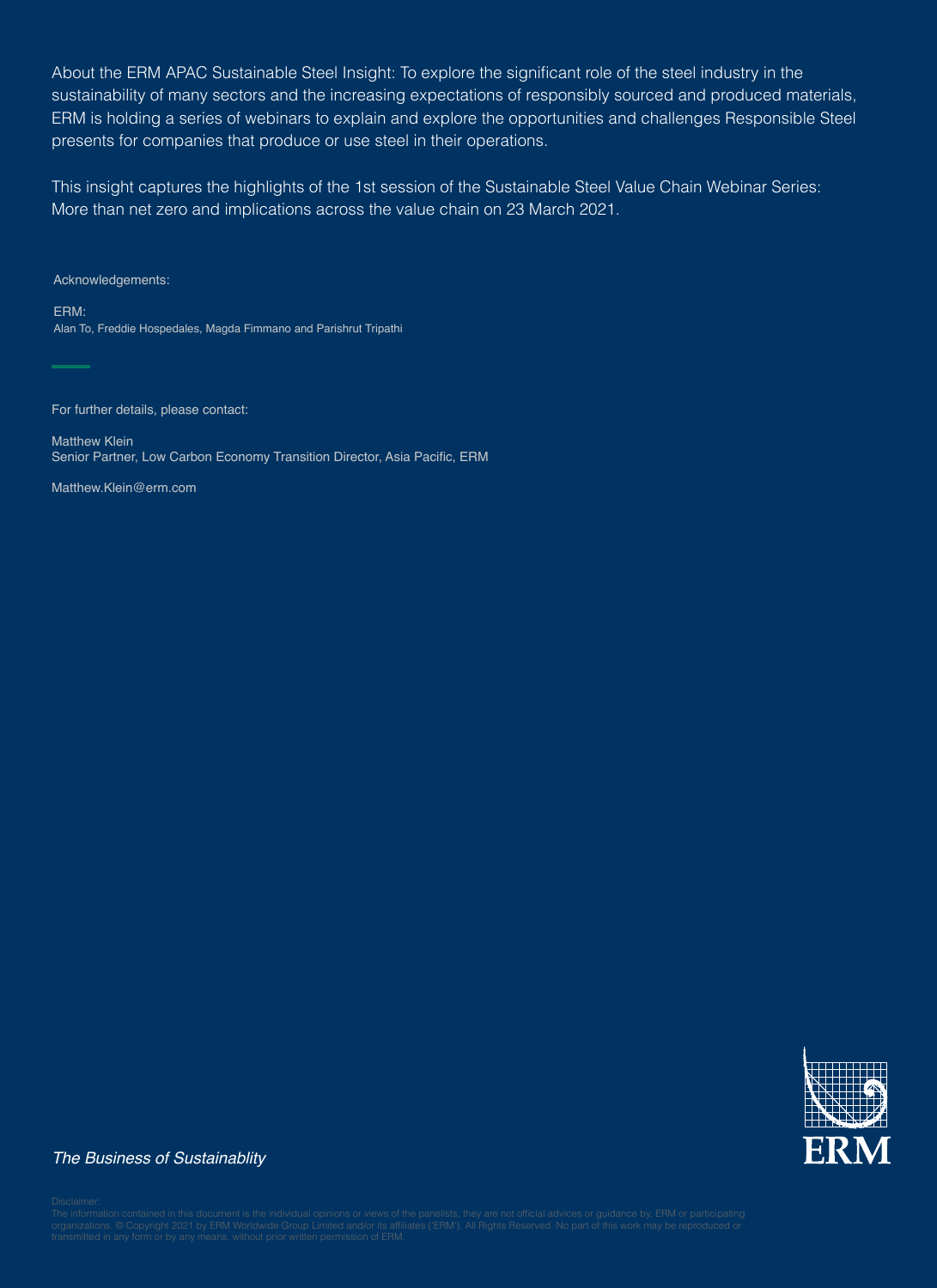About the ERM APAC Sustainable Steel Insight: To explore the significant role of the steel industry in the sustainability of many sectors and the increasing expectations of responsibly sourced and produced materials, ERM is holding a series of webinars to explain and explore the opportunities and challenges Responsible Steel presents for companies that produce or use steel in their operations.

This insight captures the highlights of the 1st session of the Sustainable Steel Value Chain Webinar Series: More than net zero and implications across the value chain on 23 March 2021.

Acknowledgements:

ERM:
Alan To, Freddie Hospedales, Magda Fimmano and Parishrut Tripathi

For further details, please contact:

Matthew Klein
Senior Partner, Low Carbon Economy Transition Director, Asia Pacific, ERM

Matthew.Klein@erm.com

*The Business of Sustainablity*

ERM

Disclaimer:
The information contained in this document is the individual opinions or views of the panelists, they are not official advices or guidance by, ERM or participating organizations. © Copyright 2021 by ERM Worldwide Group Limited and/or its affiliates ('ERM'). All Rights Reserved. No part of this work may be reproduced or transmitted in any form or by any means, without prior written permission of ERM.